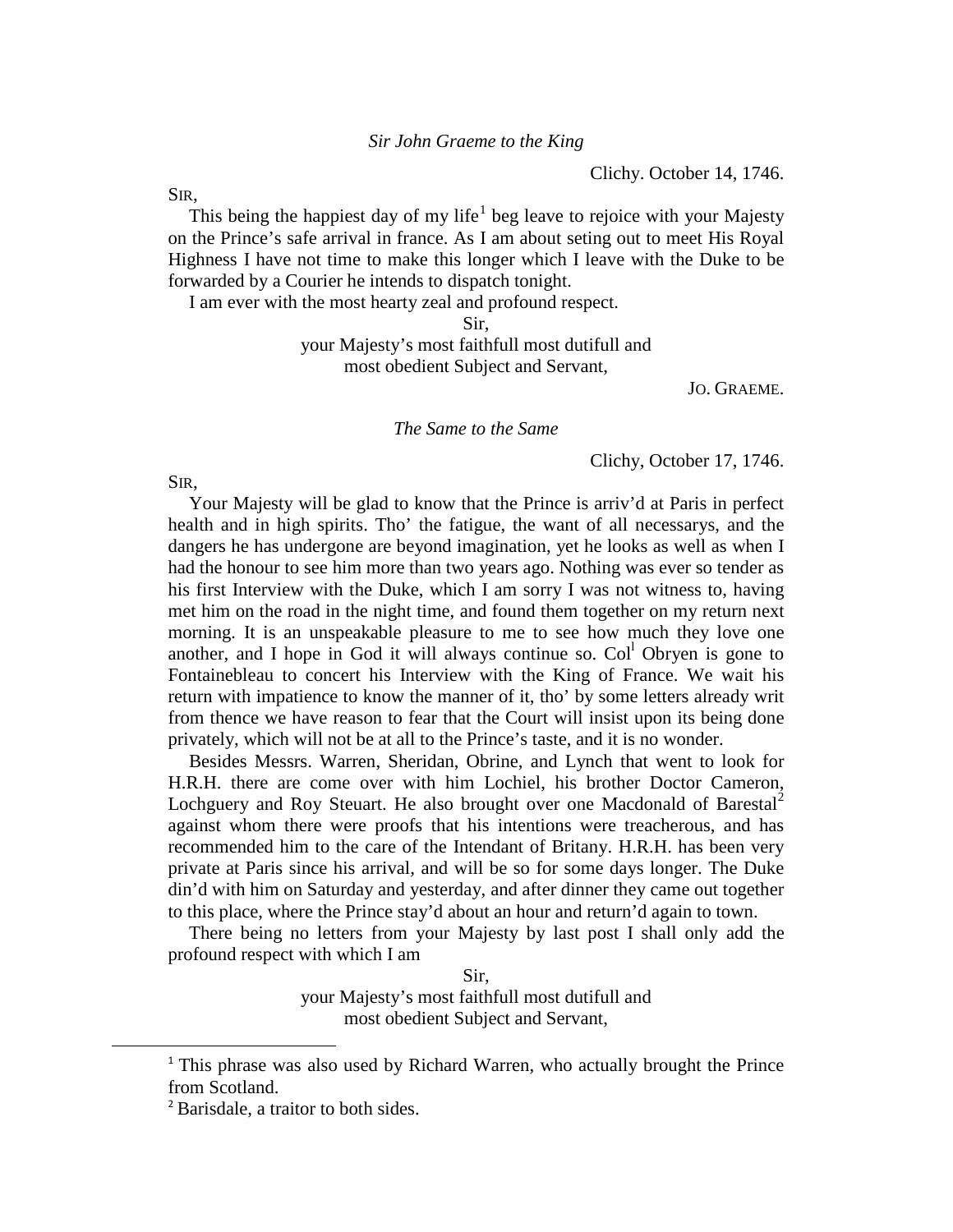*Sir John Graeme to the King*

Clichy. October 14, 1746.

SIR,

This being the happiest day of my life[1] beg leave to rejoice with your Majesty on the Prince's safe arrival in france. As I am about seting out to meet His Royal Highness I have not time to make this longer which I leave with the Duke to be forwarded by a Courier he intends to dispatch tonight.

I am ever with the most hearty zeal and profound respect.

Sir,
your Majesty's most faithfull most dutifull and
most obedient Subject and Servant,

JO. GRAEME.

*The Same to the Same*

Clichy, October 17, 1746.

SIR,

Your Majesty will be glad to know that the Prince is arriv'd at Paris in perfect health and in high spirits. Tho' the fatigue, the want of all necessarys, and the dangers he has undergone are beyond imagination, yet he looks as well as when I had the honour to see him more than two years ago. Nothing was ever so tender as his first Interview with the Duke, which I am sorry I was not witness to, having met him on the road in the night time, and found them together on my return next morning. It is an unspeakable pleasure to me to see how much they love one another, and I hope in God it will always continue so. Col[l] Obryen is gone to Fontainebleau to concert his Interview with the King of France. We wait his return with impatience to know the manner of it, tho' by some letters already writ from thence we have reason to fear that the Court will insist upon its being done privately, which will not be at all to the Prince's taste, and it is no wonder.

Besides Messrs. Warren, Sheridan, Obrine, and Lynch that went to look for H.R.H. there are come over with him Lochiel, his brother Doctor Cameron, Lochguery and Roy Steuart. He also brought over one Macdonald of Barestal[2] against whom there were proofs that his intentions were treacherous, and has recommended him to the care of the Intendant of Britany. H.R.H. has been very private at Paris since his arrival, and will be so for some days longer. The Duke din'd with him on Saturday and yesterday, and after dinner they came out together to this place, where the Prince stay'd about an hour and return'd again to town.

There being no letters from your Majesty by last post I shall only add the profound respect with which I am

Sir,
your Majesty's most faithfull most dutifull and
most obedient Subject and Servant,

---

[1] This phrase was also used by Richard Warren, who actually brought the Prince from Scotland.

[2] Barisdale, a traitor to both sides.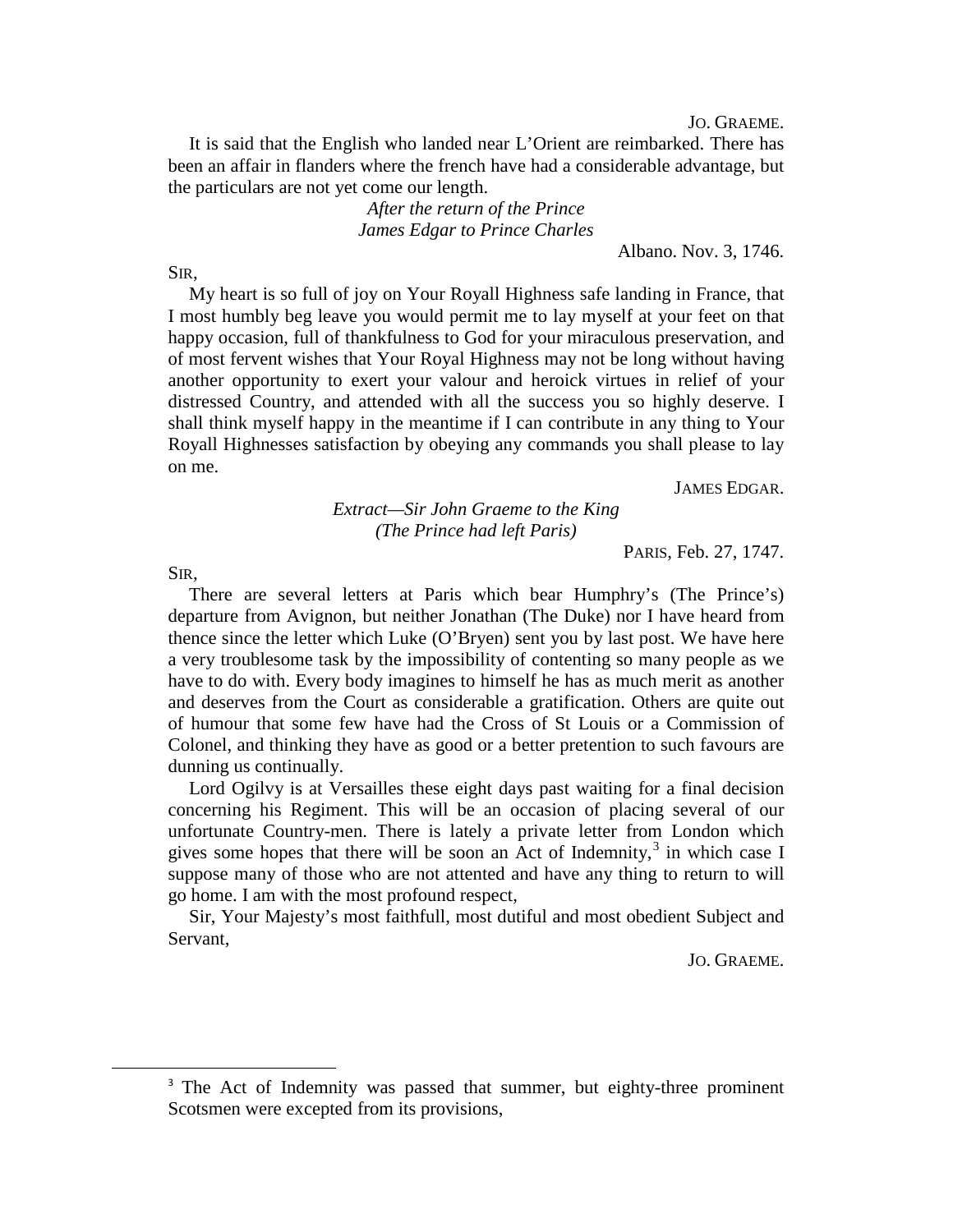JO. GRAEME.

It is said that the English who landed near L'Orient are reimbarked. There has been an affair in flanders where the french have had a considerable advantage, but the particulars are not yet come our length.

*After the return of the Prince*
*James Edgar to Prince Charles*

Albano. Nov. 3, 1746.

SIR,

My heart is so full of joy on Your Royall Highness safe landing in France, that I most humbly beg leave you would permit me to lay myself at your feet on that happy occasion, full of thankfulness to God for your miraculous preservation, and of most fervent wishes that Your Royal Highness may not be long without having another opportunity to exert your valour and heroick virtues in relief of your distressed Country, and attended with all the success you so highly deserve. I shall think myself happy in the meantime if I can contribute in any thing to Your Royall Highnesses satisfaction by obeying any commands you shall please to lay on me.

JAMES EDGAR.

*Extract—Sir John Graeme to the King*
*(The Prince had left Paris)*

PARIS, Feb. 27, 1747.

SIR,

There are several letters at Paris which bear Humphry's (The Prince's) departure from Avignon, but neither Jonathan (The Duke) nor I have heard from thence since the letter which Luke (O'Bryen) sent you by last post. We have here a very troublesome task by the impossibility of contenting so many people as we have to do with. Every body imagines to himself he has as much merit as another and deserves from the Court as considerable a gratification. Others are quite out of humour that some few have had the Cross of St Louis or a Commission of Colonel, and thinking they have as good or a better pretention to such favours are dunning us continually.

Lord Ogilvy is at Versailles these eight days past waiting for a final decision concerning his Regiment. This will be an occasion of placing several of our unfortunate Country-men. There is lately a private letter from London which gives some hopes that there will be soon an Act of Indemnity,[3] in which case I suppose many of those who are not attented and have any thing to return to will go home. I am with the most profound respect,

Sir, Your Majesty's most faithfull, most dutiful and most obedient Subject and Servant,

JO. GRAEME.

[3] The Act of Indemnity was passed that summer, but eighty-three prominent Scotsmen were excepted from its provisions,